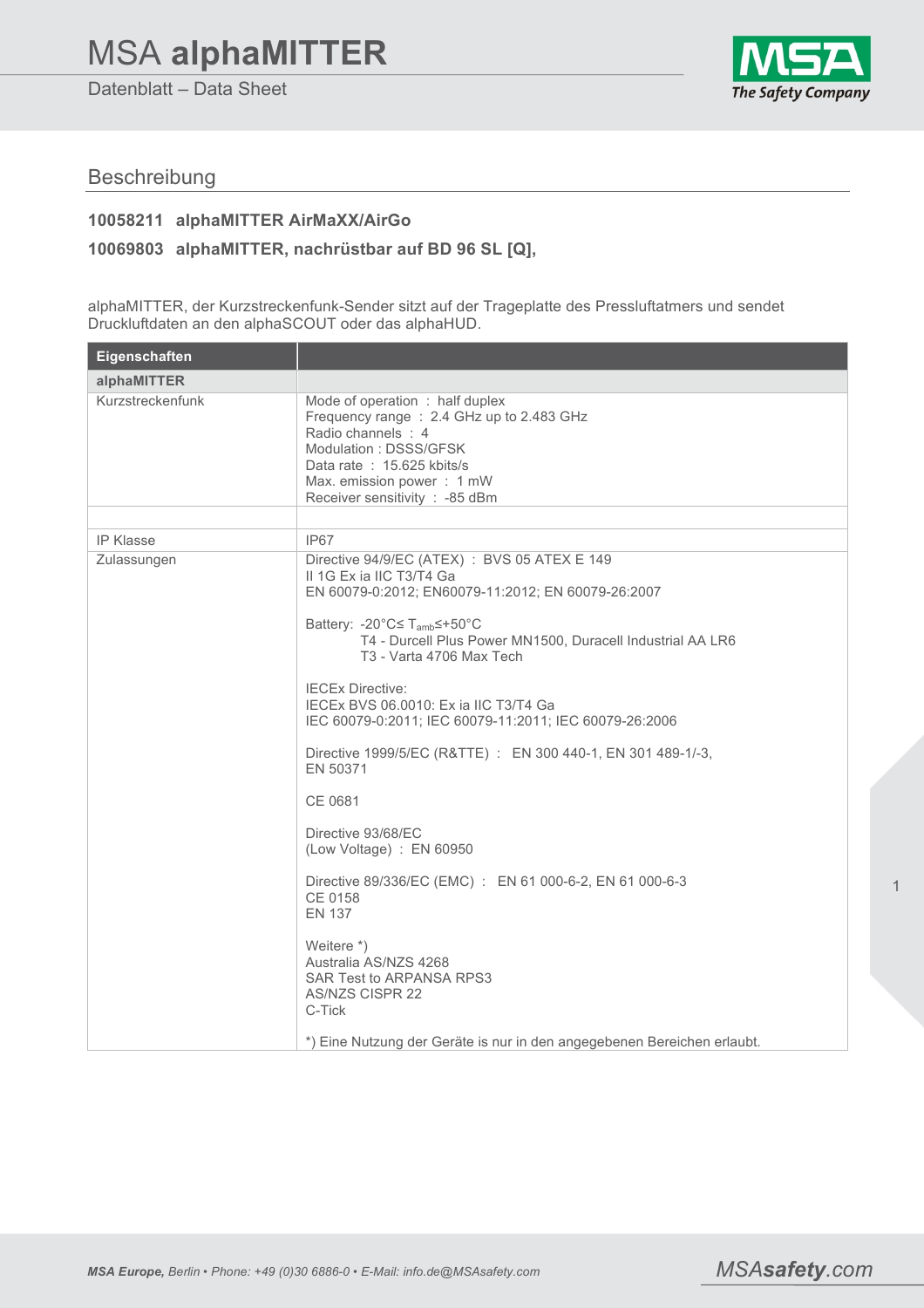# MSA alphaMITTER

Datenblatt – Data Sheet

## Beschreibung

**10058211 alphaMITTER AirMaXX/AirGo**

**10069803 alphaMITTER, nachrüstbar auf BD 96 SL [Q],**

alphaMITTER, der Kurzstreckenfunk-Sender sitzt auf der Trageplatte des Pressluftatmers und sendet Druckluftdaten an den alphaSCOUT oder das alphaHUD.

| **Eigenschaften** | |
|---|---|
| **alphaMITTER** | |
| Kurzstreckenfunk | Mode of operation : half duplex<br>Frequency range : 2.4 GHz up to 2.483 GHz<br>Radio channels : 4<br>Modulation : DSSS/GFSK<br>Data rate : 15.625 kbits/s<br>Max. emission power : 1 mW<br>Receiver sensitivity : -85 dBm |
| | |
| IP Klasse | IP67 |
| Zulassungen | Directive 94/9/EC (ATEX) : BVS 05 ATEX E 149<br>II 1G Ex ia IIC T3/T4 Ga<br>EN 60079-0:2012; EN60079-11:2012; EN 60079-26:2007<br><br>Battery: -20°C≤ $T_{amb}$≤+50°C<br>T4 - Durcell Plus Power MN1500, Duracell Industrial AA LR6<br>T3 - Varta 4706 Max Tech<br><br>IECEx Directive:<br>IECEx BVS 06.0010: Ex ia IIC T3/T4 Ga<br>IEC 60079-0:2011; IEC 60079-11:2011; IEC 60079-26:2006<br><br>Directive 1999/5/EC (R&TTE) : EN 300 440-1, EN 301 489-1/-3, EN 50371<br><br>CE 0681<br><br>Directive 93/68/EC<br>(Low Voltage) : EN 60950<br><br>Directive 89/336/EC (EMC) : EN 61 000-6-2, EN 61 000-6-3<br>CE 0158<br>EN 137<br><br>Weitere *)<br>Australia AS/NZS 4268<br>SAR Test to ARPANSA RPS3<br>AS/NZS CISPR 22<br>C-Tick<br><br>*) Eine Nutzung der Geräte is nur in den angegebenen Bereichen erlaubt. |

*MSA Europe, Berlin • Phone: +49 (0)30 6886-0 • E-Mail: info.de@MSAsafety.com*

MSAsafety.com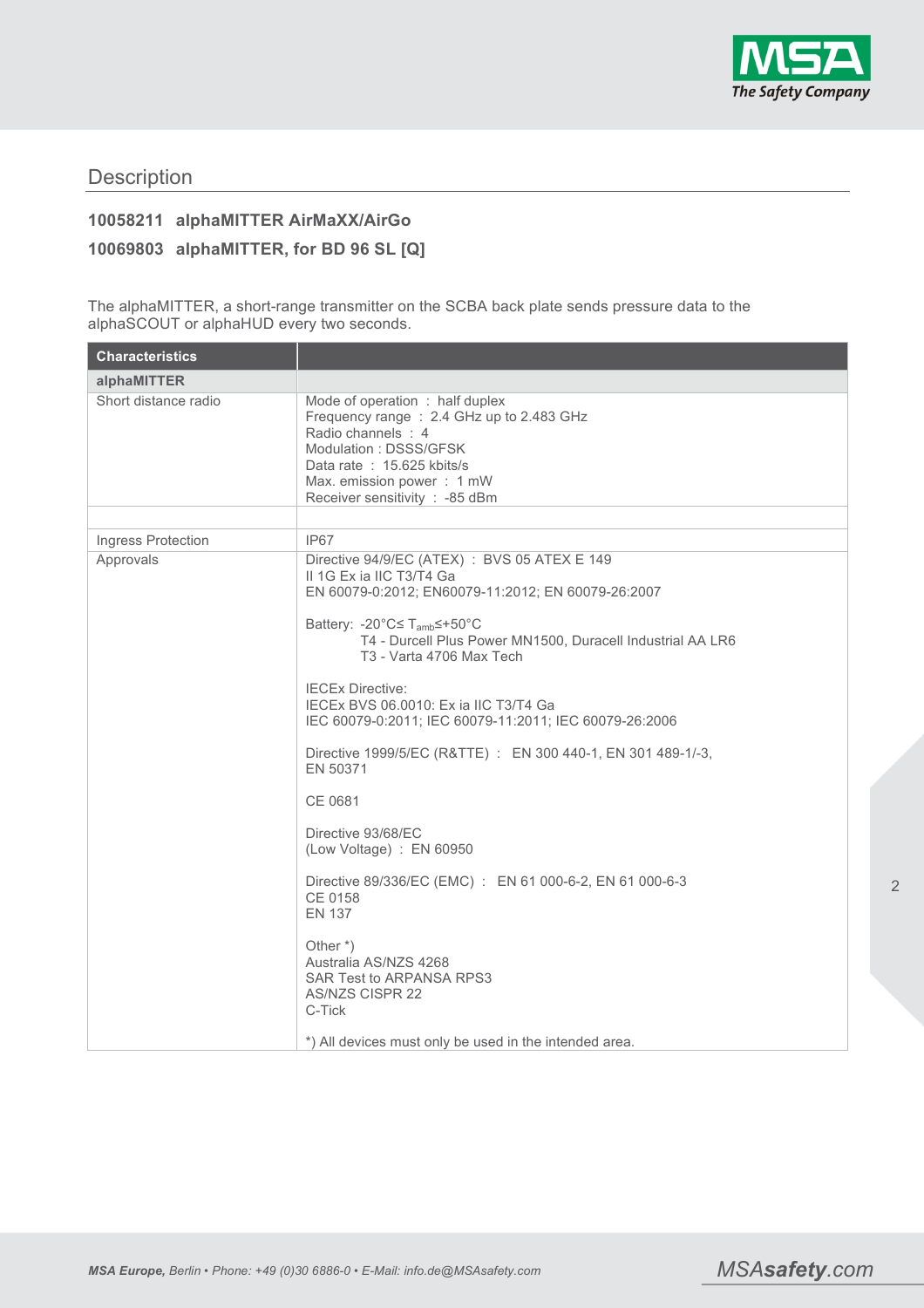# Description

**10058211 alphaMITTER AirMaXX/AirGo**

**10069803 alphaMITTER, for BD 96 SL [Q]**

The alphaMITTER, a short-range transmitter on the SCBA back plate sends pressure data to the alphaSCOUT or alphaHUD every two seconds.

| **Characteristics** | |
|---|---|
| **alphaMITTER** | |
| Short distance radio | Mode of operation : half duplex<br>Frequency range : 2.4 GHz up to 2.483 GHz<br>Radio channels : 4<br>Modulation : DSSS/GFSK<br>Data rate : 15.625 kbits/s<br>Max. emission power : 1 mW<br>Receiver sensitivity : -85 dBm |
| | |
| Ingress Protection | IP67 |
| Approvals | Directive 94/9/EC (ATEX) : BVS 05 ATEX E 149<br>II 1G Ex ia IIC T3/T4 Ga<br>EN 60079-0:2012; EN60079-11:2012; EN 60079-26:2007<br><br>Battery: -20°C≤ $T_{amb}$≤+50°C<br>T4 - Durcell Plus Power MN1500, Duracell Industrial AA LR6<br>T3 - Varta 4706 Max Tech<br><br>IECEx Directive:<br>IECEx BVS 06.0010: Ex ia IIC T3/T4 Ga<br>IEC 60079-0:2011; IEC 60079-11:2011; IEC 60079-26:2006<br><br>Directive 1999/5/EC (R&TTE) : EN 300 440-1, EN 301 489-1/-3, EN 50371<br><br>CE 0681<br><br>Directive 93/68/EC<br>(Low Voltage) : EN 60950<br><br>Directive 89/336/EC (EMC) : EN 61 000-6-2, EN 61 000-6-3<br>CE 0158<br>EN 137<br><br>Other *)<br>Australia AS/NZS 4268<br>SAR Test to ARPANSA RPS3<br>AS/NZS CISPR 22<br>C-Tick<br><br>*) All devices must only be used in the intended area. |

*MSA Europe, Berlin • Phone: +49 (0)30 6886-0 • E-Mail: info.de@MSAsafety.com*

MSAsafety.com